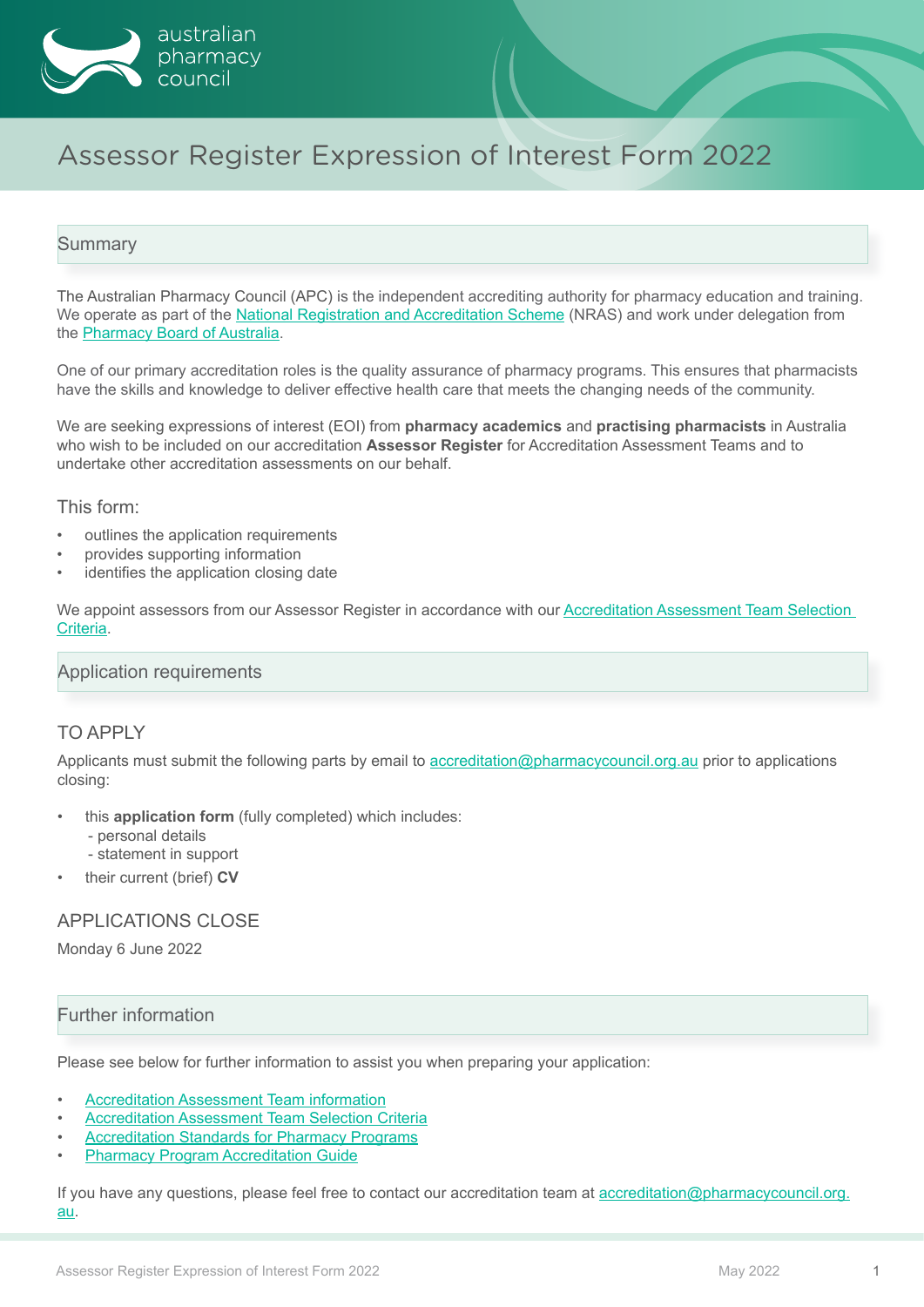# Assessor Register Expression of Interest Form 2022

## Summary

The Australian Pharmacy Council (APC) is the independent accrediting authority for pharmacy education and training. We operate as part of the National Registration and Accreditation Scheme (NRAS) and work under delegation from the Pharmacy Board of Australia.

One of our primary accreditation roles is the quality assurance of pharmacy programs. This ensures that pharmacists have the skills and knowledge to deliver effective health care that meets the changing needs of the community.

We are seeking expressions of interest (EOI) from **pharmacy academics** and **practising pharmacists** in Australia who wish to be included on our accreditation **Assessor Register** for Accreditation Assessment Teams and to undertake other accreditation assessments on our behalf.

### This form:

- outlines the application requirements
- provides supporting information
- identifies the application closing date

We appoint assessors from our Assessor Register in accordance with our Accreditation Assessment Team Selection Criteria.

## Application requirements

### TO APPLY

Applicants must submit the following parts by email to accreditation@pharmacycouncil.org.au prior to applications closing:

- this **application form** (fully completed) which includes:
  - personal details
  - statement in support
- their current (brief) **CV**

### APPLICATIONS CLOSE

Monday 6 June 2022

## Further information

Please see below for further information to assist you when preparing your application:

- Accreditation Assessment Team information
- Accreditation Assessment Team Selection Criteria
- Accreditation Standards for Pharmacy Programs
- Pharmacy Program Accreditation Guide

If you have any questions, please feel free to contact our accreditation team at accreditation@pharmacycouncil.org.au.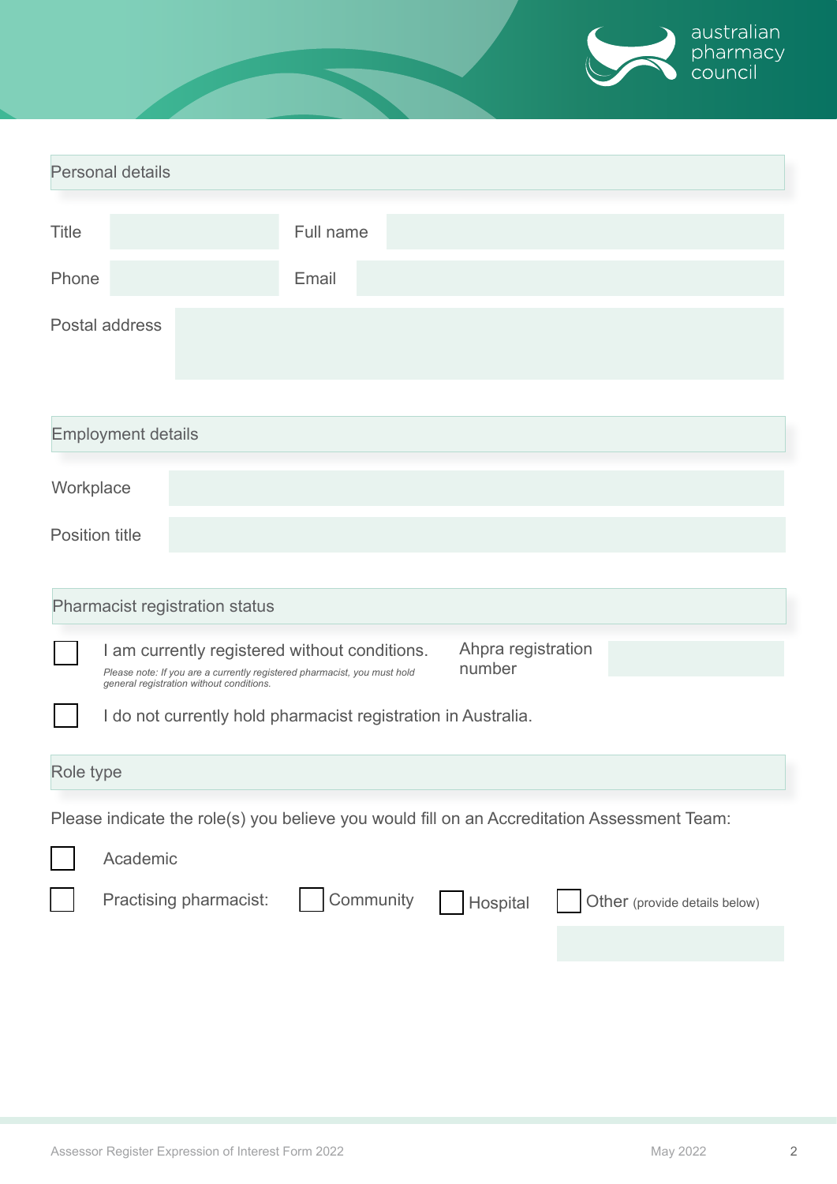## Personal details

| Title | | Full name | |
|---|---|---|---|
| Phone | | Email | |

Postal address

## Employment details

Workplace

Position title

## Pharmacist registration status

☐ I am currently registered without conditions.

*Please note: If you are a currently registered pharmacist, you must hold general registration without conditions.*

Ahpra registration number

☐ I do not currently hold pharmacist registration in Australia.

## Role type

Please indicate the role(s) you believe you would fill on an Accreditation Assessment Team:

☐ Academic

☐ Practising pharmacist: ☐ Community ☐ Hospital ☐ Other (provide details below)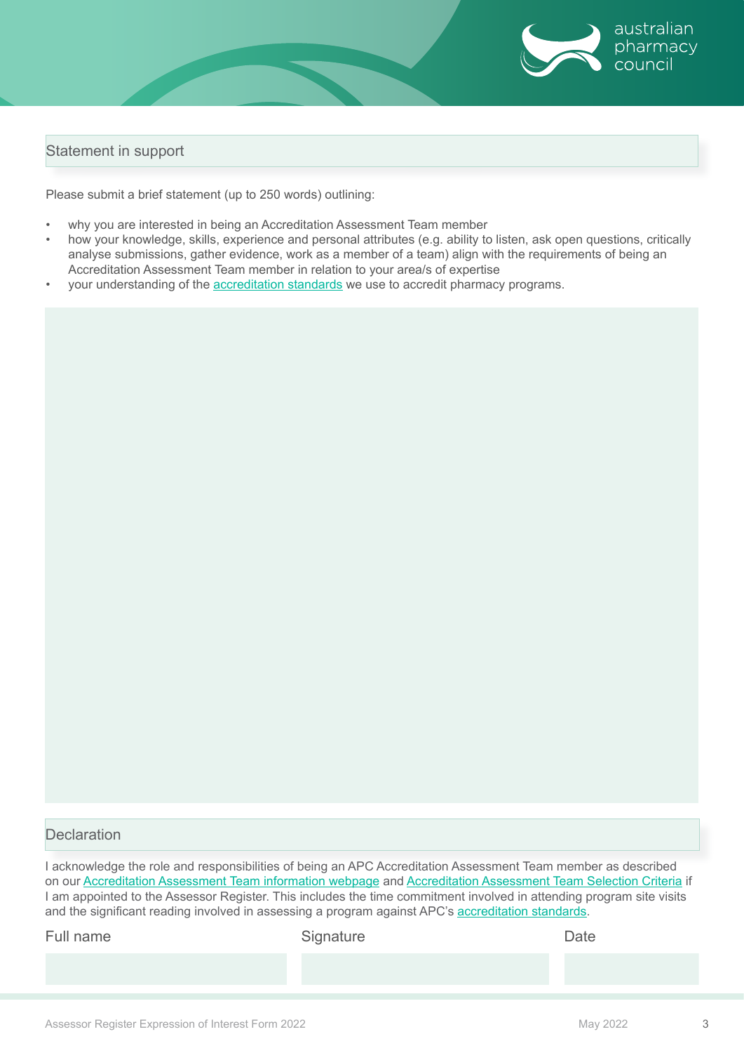## Statement in support

Please submit a brief statement (up to 250 words) outlining:

- why you are interested in being an Accreditation Assessment Team member
- how your knowledge, skills, experience and personal attributes (e.g. ability to listen, ask open questions, critically analyse submissions, gather evidence, work as a member of a team) align with the requirements of being an Accreditation Assessment Team member in relation to your area/s of expertise
- your understanding of the accreditation standards we use to accredit pharmacy programs.

## Declaration

I acknowledge the role and responsibilities of being an APC Accreditation Assessment Team member as described on our Accreditation Assessment Team information webpage and Accreditation Assessment Team Selection Criteria if I am appointed to the Assessor Register. This includes the time commitment involved in attending program site visits and the significant reading involved in assessing a program against APC's accreditation standards.

| Full name | Signature | Date |
|---|---|---|
| | | |